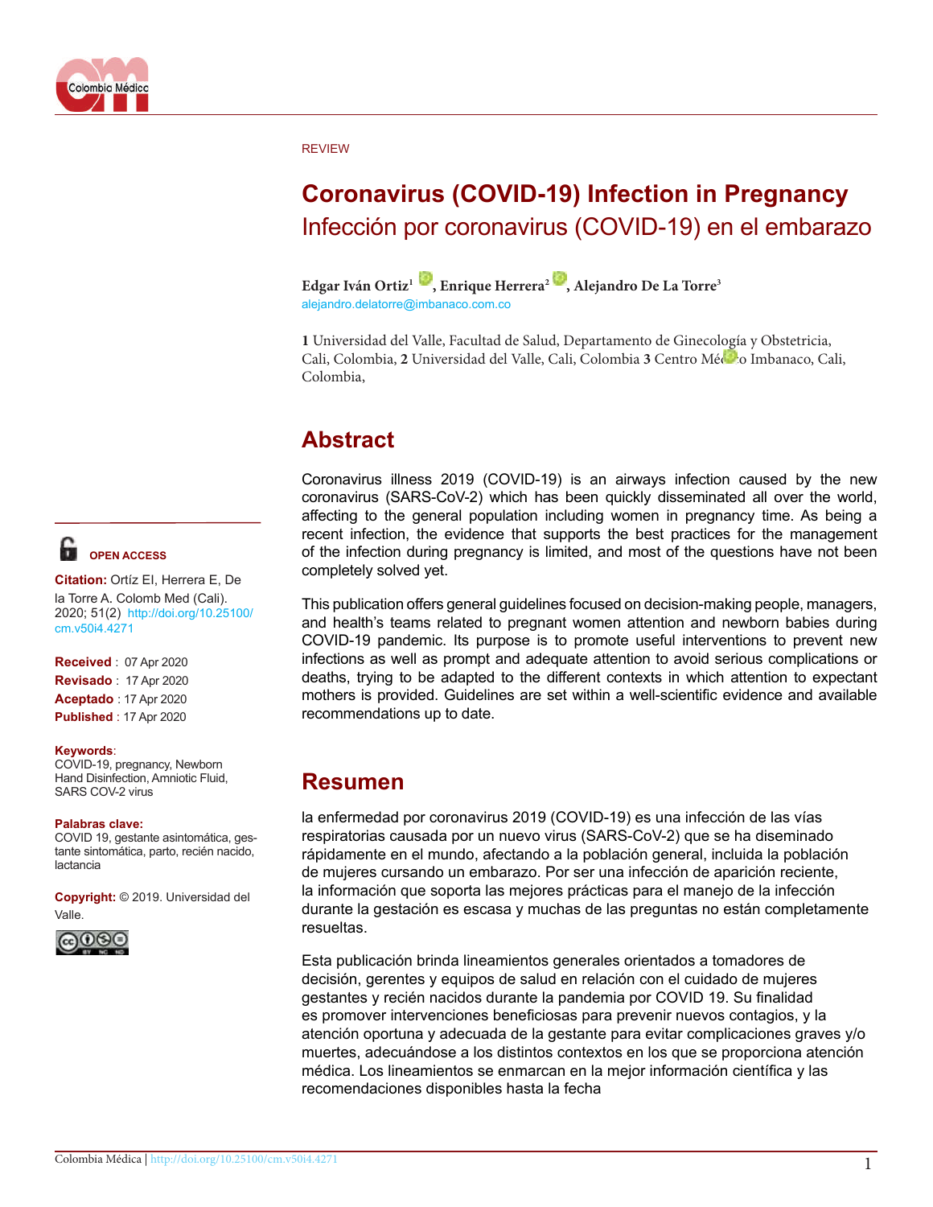REVIEW

# Coronavirus (COVID-19) Infection in Pregnancy

## Infección por coronavirus (COVID-19) en el embarazo

**Edgar Iván Ortiz**[1], **Enrique Herrera**[2], **Alejandro De La Torre**[3]

alejandro.delatorre@imbanaco.com.co

**1** Universidad del Valle, Facultad de Salud, Departamento de Ginecología y Obstetricia, Cali, Colombia, **2** Universidad del Valle, Cali, Colombia **3** Centro Médico Imbanaco, Cali, Colombia,

OPEN ACCESS

**Citation:** Ortíz EI, Herrera E, De la Torre A. Colomb Med (Cali). 2020; 51(2) http://doi.org/10.25100/cm.v50i4.4271

**Received** : 07 Apr 2020
**Revisado** : 17 Apr 2020
**Aceptado** : 17 Apr 2020
**Published** : 17 Apr 2020

**Keywords**:
COVID-19, pregnancy, Newborn Hand Disinfection, Amniotic Fluid, SARS COV-2 virus

**Palabras clave:**
COVID 19, gestante asintomática, gestante sintomática, parto, recién nacido, lactancia

**Copyright:** © 2019. Universidad del Valle.

## Abstract

Coronavirus illness 2019 (COVID-19) is an airways infection caused by the new coronavirus (SARS-CoV-2) which has been quickly disseminated all over the world, affecting to the general population including women in pregnancy time. As being a recent infection, the evidence that supports the best practices for the management of the infection during pregnancy is limited, and most of the questions have not been completely solved yet.

This publication offers general guidelines focused on decision-making people, managers, and health's teams related to pregnant women attention and newborn babies during COVID-19 pandemic. Its purpose is to promote useful interventions to prevent new infections as well as prompt and adequate attention to avoid serious complications or deaths, trying to be adapted to the different contexts in which attention to expectant mothers is provided. Guidelines are set within a well-scientific evidence and available recommendations up to date.

## Resumen

la enfermedad por coronavirus 2019 (COVID-19) es una infección de las vías respiratorias causada por un nuevo virus (SARS-CoV-2) que se ha diseminado rápidamente en el mundo, afectando a la población general, incluida la población de mujeres cursando un embarazo. Por ser una infección de aparición reciente, la información que soporta las mejores prácticas para el manejo de la infección durante la gestación es escasa y muchas de las preguntas no están completamente resueltas.

Esta publicación brinda lineamientos generales orientados a tomadores de decisión, gerentes y equipos de salud en relación con el cuidado de mujeres gestantes y recién nacidos durante la pandemia por COVID 19. Su finalidad es promover intervenciones beneficiosas para prevenir nuevos contagios, y la atención oportuna y adecuada de la gestante para evitar complicaciones graves y/o muertes, adecuándose a los distintos contextos en los que se proporciona atención médica. Los lineamientos se enmarcan en la mejor información científica y las recomendaciones disponibles hasta la fecha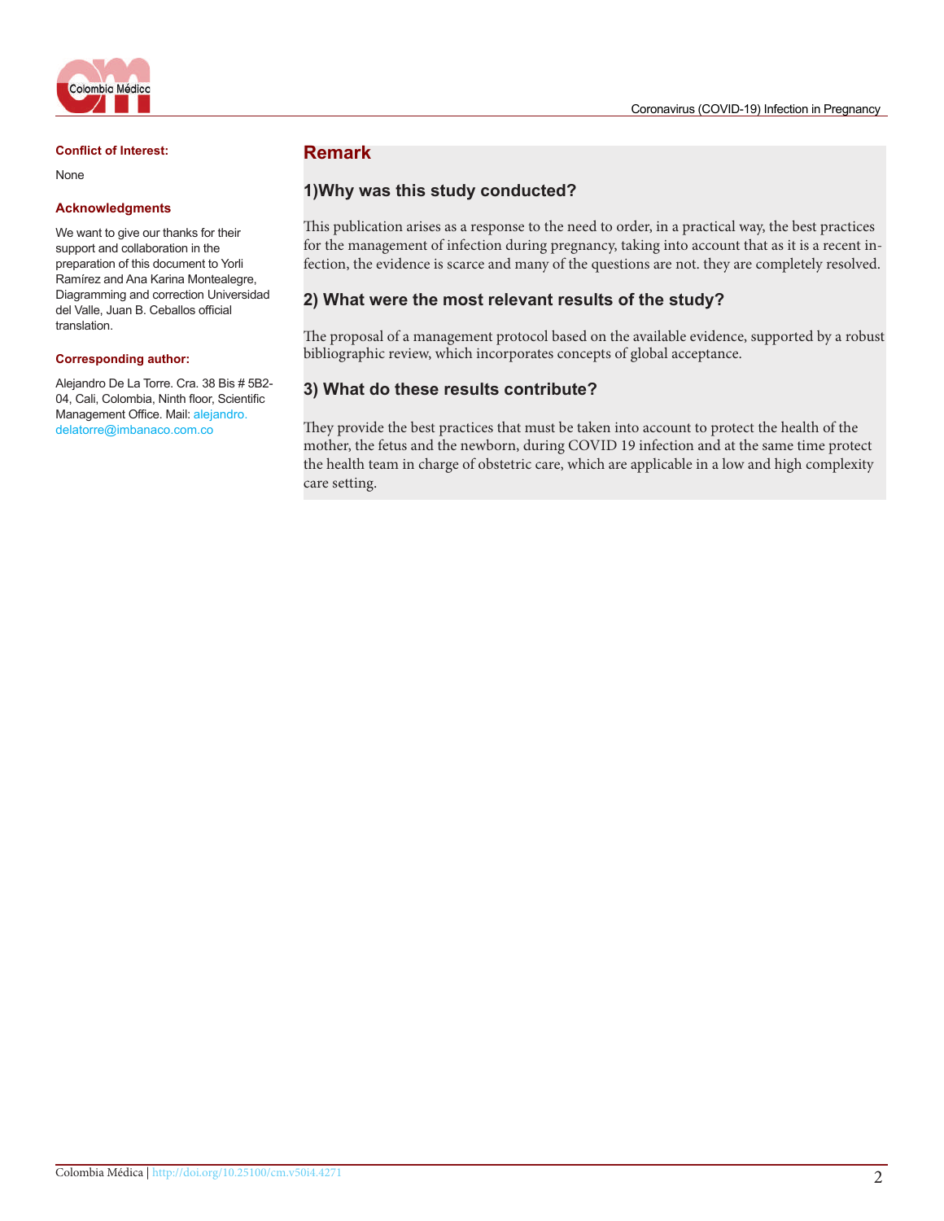**Conflict of Interest:**

None

**Acknowledgments**

We want to give our thanks for their support and collaboration in the preparation of this document to Yorli Ramírez and Ana Karina Montealegre, Diagramming and correction Universidad del Valle, Juan B. Ceballos official translation.

**Corresponding author:**

Alejandro De La Torre. Cra. 38 Bis # 5B2-04, Cali, Colombia, Ninth floor, Scientific Management Office. Mail: alejandro.delatorre@imbanaco.com.co

## Remark

### 1)Why was this study conducted?

This publication arises as a response to the need to order, in a practical way, the best practices for the management of infection during pregnancy, taking into account that as it is a recent infection, the evidence is scarce and many of the questions are not. they are completely resolved.

### 2) What were the most relevant results of the study?

The proposal of a management protocol based on the available evidence, supported by a robust bibliographic review, which incorporates concepts of global acceptance.

### 3) What do these results contribute?

They provide the best practices that must be taken into account to protect the health of the mother, the fetus and the newborn, during COVID 19 infection and at the same time protect the health team in charge of obstetric care, which are applicable in a low and high complexity care setting.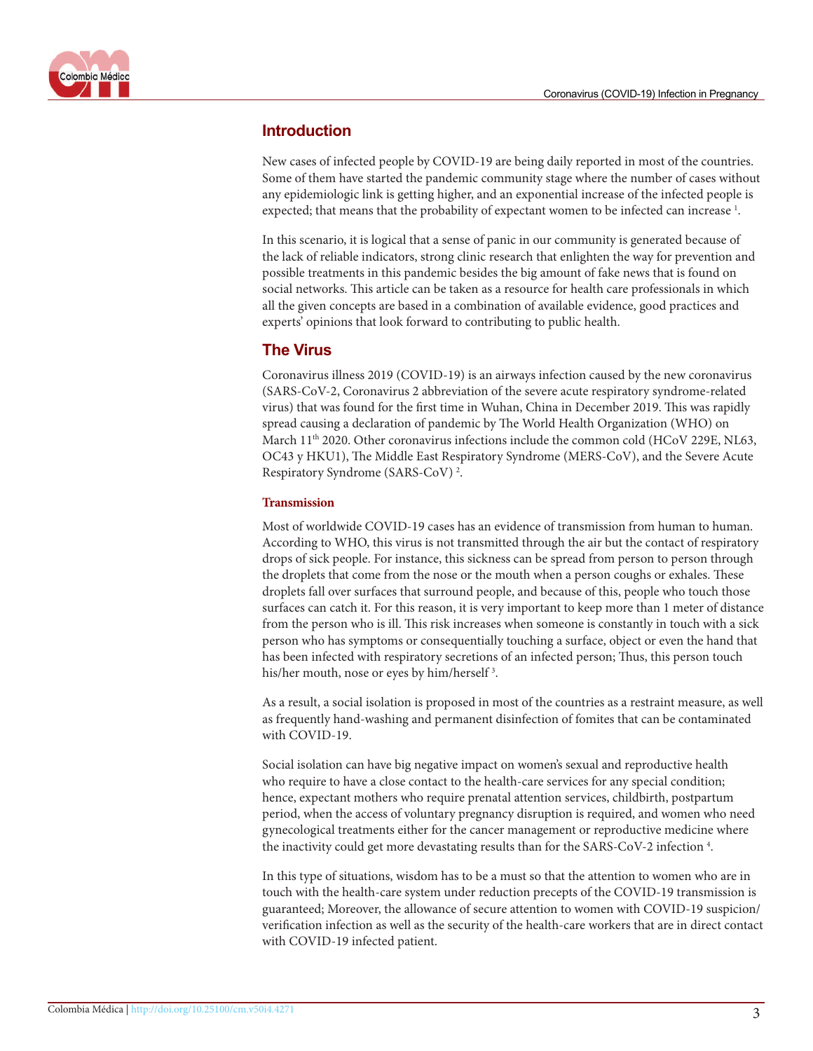## Introduction

New cases of infected people by COVID-19 are being daily reported in most of the countries. Some of them have started the pandemic community stage where the number of cases without any epidemiologic link is getting higher, and an exponential increase of the infected people is expected; that means that the probability of expectant women to be infected can increase [1].

In this scenario, it is logical that a sense of panic in our community is generated because of the lack of reliable indicators, strong clinic research that enlighten the way for prevention and possible treatments in this pandemic besides the big amount of fake news that is found on social networks. This article can be taken as a resource for health care professionals in which all the given concepts are based in a combination of available evidence, good practices and experts' opinions that look forward to contributing to public health.

## The Virus

Coronavirus illness 2019 (COVID-19) is an airways infection caused by the new coronavirus (SARS-CoV-2, Coronavirus 2 abbreviation of the severe acute respiratory syndrome-related virus) that was found for the first time in Wuhan, China in December 2019. This was rapidly spread causing a declaration of pandemic by The World Health Organization (WHO) on March 11th 2020. Other coronavirus infections include the common cold (HCoV 229E, NL63, OC43 y HKU1), The Middle East Respiratory Syndrome (MERS-CoV), and the Severe Acute Respiratory Syndrome (SARS-CoV) [2].

### Transmission

Most of worldwide COVID-19 cases has an evidence of transmission from human to human. According to WHO, this virus is not transmitted through the air but the contact of respiratory drops of sick people. For instance, this sickness can be spread from person to person through the droplets that come from the nose or the mouth when a person coughs or exhales. These droplets fall over surfaces that surround people, and because of this, people who touch those surfaces can catch it. For this reason, it is very important to keep more than 1 meter of distance from the person who is ill. This risk increases when someone is constantly in touch with a sick person who has symptoms or consequentially touching a surface, object or even the hand that has been infected with respiratory secretions of an infected person; Thus, this person touch his/her mouth, nose or eyes by him/herself [3].

As a result, a social isolation is proposed in most of the countries as a restraint measure, as well as frequently hand-washing and permanent disinfection of fomites that can be contaminated with COVID-19.

Social isolation can have big negative impact on women's sexual and reproductive health who require to have a close contact to the health-care services for any special condition; hence, expectant mothers who require prenatal attention services, childbirth, postpartum period, when the access of voluntary pregnancy disruption is required, and women who need gynecological treatments either for the cancer management or reproductive medicine where the inactivity could get more devastating results than for the SARS-CoV-2 infection [4].

In this type of situations, wisdom has to be a must so that the attention to women who are in touch with the health-care system under reduction precepts of the COVID-19 transmission is guaranteed; Moreover, the allowance of secure attention to women with COVID-19 suspicion/verification infection as well as the security of the health-care workers that are in direct contact with COVID-19 infected patient.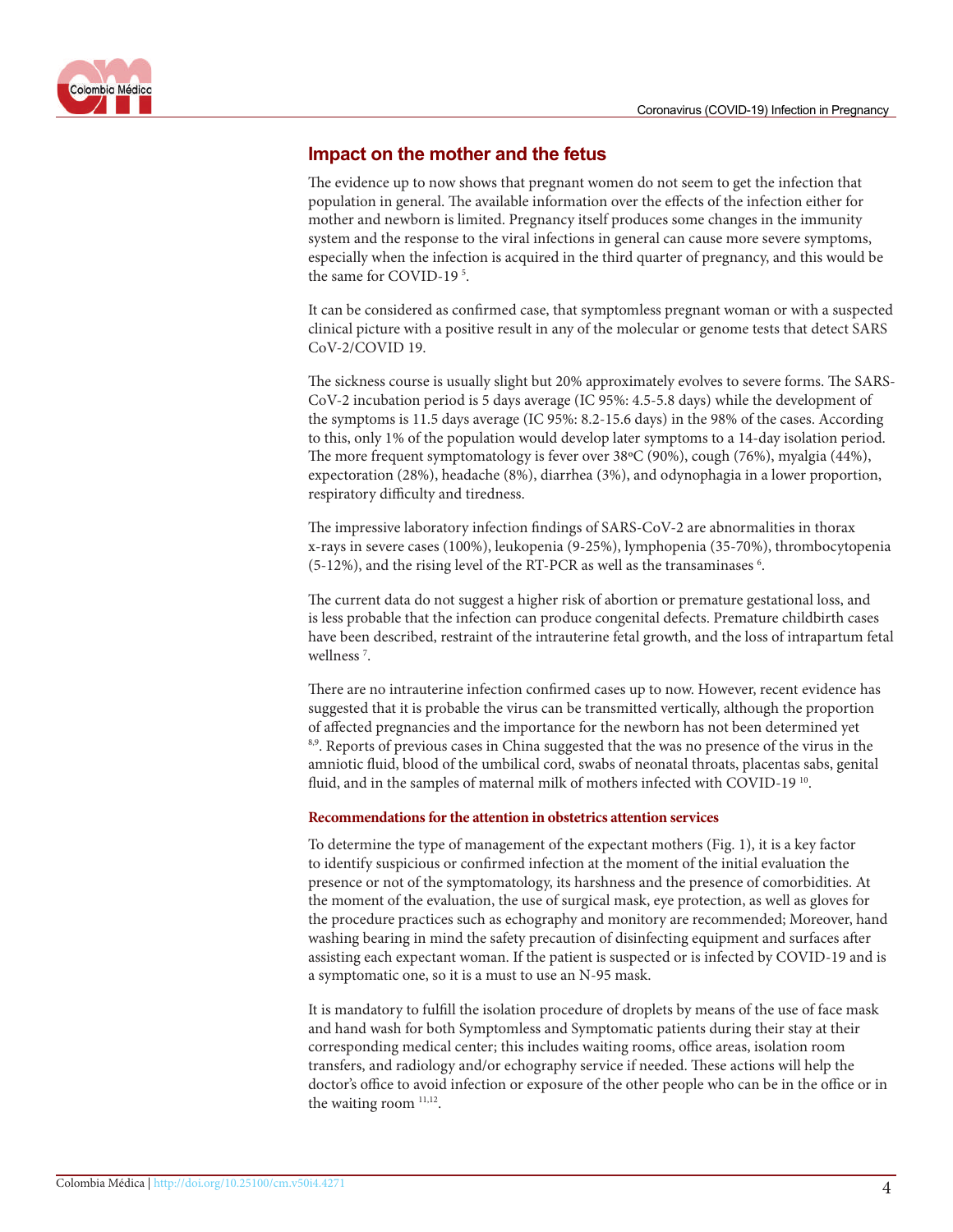## Impact on the mother and the fetus

The evidence up to now shows that pregnant women do not seem to get the infection that population in general. The available information over the effects of the infection either for mother and newborn is limited. Pregnancy itself produces some changes in the immunity system and the response to the viral infections in general can cause more severe symptoms, especially when the infection is acquired in the third quarter of pregnancy, and this would be the same for COVID-19 [5].

It can be considered as confirmed case, that symptomless pregnant woman or with a suspected clinical picture with a positive result in any of the molecular or genome tests that detect SARS CoV-2/COVID 19.

The sickness course is usually slight but 20% approximately evolves to severe forms. The SARS-CoV-2 incubation period is 5 days average (IC 95%: 4.5-5.8 days) while the development of the symptoms is 11.5 days average (IC 95%: 8.2-15.6 days) in the 98% of the cases. According to this, only 1% of the population would develop later symptoms to a 14-day isolation period. The more frequent symptomatology is fever over 38ºC (90%), cough (76%), myalgia (44%), expectoration (28%), headache (8%), diarrhea (3%), and odynophagia in a lower proportion, respiratory difficulty and tiredness.

The impressive laboratory infection findings of SARS-CoV-2 are abnormalities in thorax x-rays in severe cases (100%), leukopenia (9-25%), lymphopenia (35-70%), thrombocytopenia (5-12%), and the rising level of the RT-PCR as well as the transaminases [6].

The current data do not suggest a higher risk of abortion or premature gestational loss, and is less probable that the infection can produce congenital defects. Premature childbirth cases have been described, restraint of the intrauterine fetal growth, and the loss of intrapartum fetal wellness [7].

There are no intrauterine infection confirmed cases up to now. However, recent evidence has suggested that it is probable the virus can be transmitted vertically, although the proportion of affected pregnancies and the importance for the newborn has not been determined yet [8,9]. Reports of previous cases in China suggested that the was no presence of the virus in the amniotic fluid, blood of the umbilical cord, swabs of neonatal throats, placentas sabs, genital fluid, and in the samples of maternal milk of mothers infected with COVID-19 [10].

#### Recommendations for the attention in obstetrics attention services

To determine the type of management of the expectant mothers (Fig. 1), it is a key factor to identify suspicious or confirmed infection at the moment of the initial evaluation the presence or not of the symptomatology, its harshness and the presence of comorbidities. At the moment of the evaluation, the use of surgical mask, eye protection, as well as gloves for the procedure practices such as echography and monitory are recommended; Moreover, hand washing bearing in mind the safety precaution of disinfecting equipment and surfaces after assisting each expectant woman. If the patient is suspected or is infected by COVID-19 and is a symptomatic one, so it is a must to use an N-95 mask.

It is mandatory to fulfill the isolation procedure of droplets by means of the use of face mask and hand wash for both Symptomless and Symptomatic patients during their stay at their corresponding medical center; this includes waiting rooms, office areas, isolation room transfers, and radiology and/or echography service if needed. These actions will help the doctor's office to avoid infection or exposure of the other people who can be in the office or in the waiting room [11,12].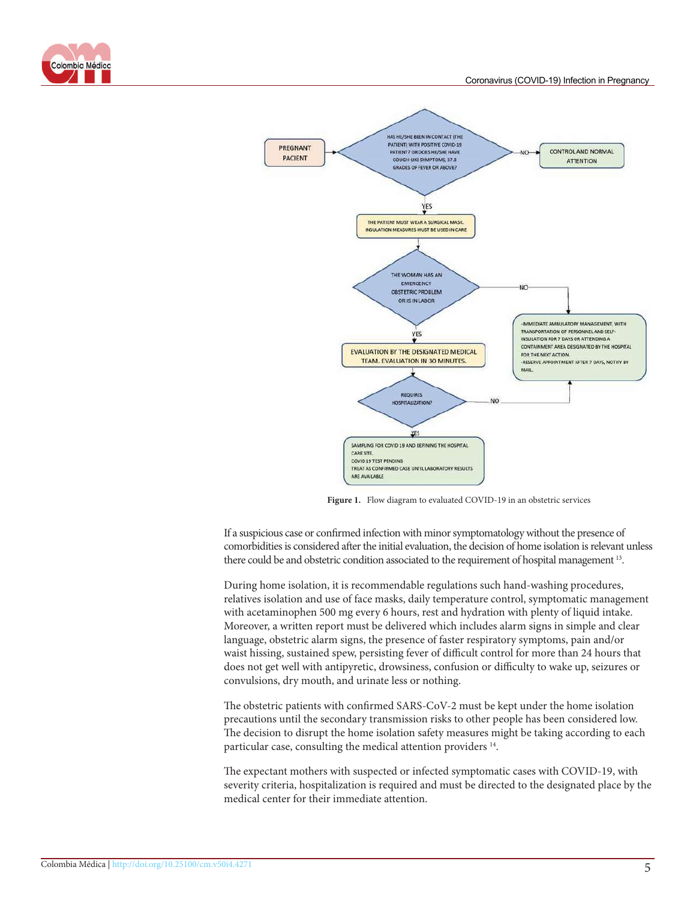**Figure 1.** Flow diagram to evaluated COVID-19 in an obstetric services

If a suspicious case or confirmed infection with minor symptomatology without the presence of comorbidities is considered after the initial evaluation, the decision of home isolation is relevant unless there could be and obstetric condition associated to the requirement of hospital management [13].

During home isolation, it is recommendable regulations such hand-washing procedures, relatives isolation and use of face masks, daily temperature control, symptomatic management with acetaminophen 500 mg every 6 hours, rest and hydration with plenty of liquid intake. Moreover, a written report must be delivered which includes alarm signs in simple and clear language, obstetric alarm signs, the presence of faster respiratory symptoms, pain and/or waist hissing, sustained spew, persisting fever of difficult control for more than 24 hours that does not get well with antipyretic, drowsiness, confusion or difficulty to wake up, seizures or convulsions, dry mouth, and urinate less or nothing.

The obstetric patients with confirmed SARS-CoV-2 must be kept under the home isolation precautions until the secondary transmission risks to other people has been considered low. The decision to disrupt the home isolation safety measures might be taking according to each particular case, consulting the medical attention providers [14].

The expectant mothers with suspected or infected symptomatic cases with COVID-19, with severity criteria, hospitalization is required and must be directed to the designated place by the medical center for their immediate attention.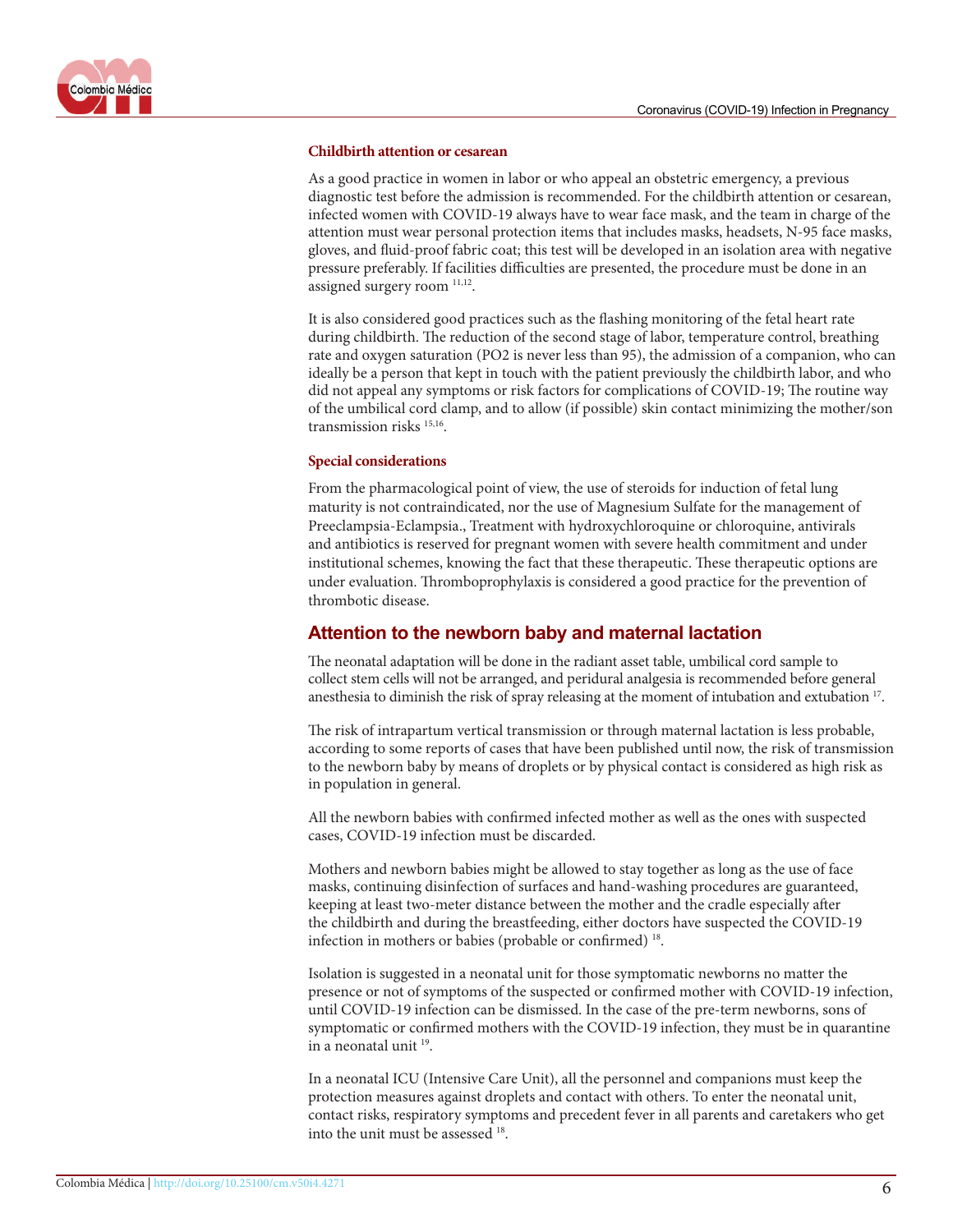### Childbirth attention or cesarean

As a good practice in women in labor or who appeal an obstetric emergency, a previous diagnostic test before the admission is recommended. For the childbirth attention or cesarean, infected women with COVID-19 always have to wear face mask, and the team in charge of the attention must wear personal protection items that includes masks, headsets, N-95 face masks, gloves, and fluid-proof fabric coat; this test will be developed in an isolation area with negative pressure preferably. If facilities difficulties are presented, the procedure must be done in an assigned surgery room [11,12].

It is also considered good practices such as the flashing monitoring of the fetal heart rate during childbirth. The reduction of the second stage of labor, temperature control, breathing rate and oxygen saturation (PO2 is never less than 95), the admission of a companion, who can ideally be a person that kept in touch with the patient previously the childbirth labor, and who did not appeal any symptoms or risk factors for complications of COVID-19; The routine way of the umbilical cord clamp, and to allow (if possible) skin contact minimizing the mother/son transmission risks [15,16].

### Special considerations

From the pharmacological point of view, the use of steroids for induction of fetal lung maturity is not contraindicated, nor the use of Magnesium Sulfate for the management of Preeclampsia-Eclampsia., Treatment with hydroxychloroquine or chloroquine, antivirals and antibiotics is reserved for pregnant women with severe health commitment and under institutional schemes, knowing the fact that these therapeutic. These therapeutic options are under evaluation. Thromboprophylaxis is considered a good practice for the prevention of thrombotic disease.

## Attention to the newborn baby and maternal lactation

The neonatal adaptation will be done in the radiant asset table, umbilical cord sample to collect stem cells will not be arranged, and peridural analgesia is recommended before general anesthesia to diminish the risk of spray releasing at the moment of intubation and extubation [17].

The risk of intrapartum vertical transmission or through maternal lactation is less probable, according to some reports of cases that have been published until now, the risk of transmission to the newborn baby by means of droplets or by physical contact is considered as high risk as in population in general.

All the newborn babies with confirmed infected mother as well as the ones with suspected cases, COVID-19 infection must be discarded.

Mothers and newborn babies might be allowed to stay together as long as the use of face masks, continuing disinfection of surfaces and hand-washing procedures are guaranteed, keeping at least two-meter distance between the mother and the cradle especially after the childbirth and during the breastfeeding, either doctors have suspected the COVID-19 infection in mothers or babies (probable or confirmed) [18].

Isolation is suggested in a neonatal unit for those symptomatic newborns no matter the presence or not of symptoms of the suspected or confirmed mother with COVID-19 infection, until COVID-19 infection can be dismissed. In the case of the pre-term newborns, sons of symptomatic or confirmed mothers with the COVID-19 infection, they must be in quarantine in a neonatal unit [19].

In a neonatal ICU (Intensive Care Unit), all the personnel and companions must keep the protection measures against droplets and contact with others. To enter the neonatal unit, contact risks, respiratory symptoms and precedent fever in all parents and caretakers who get into the unit must be assessed [18].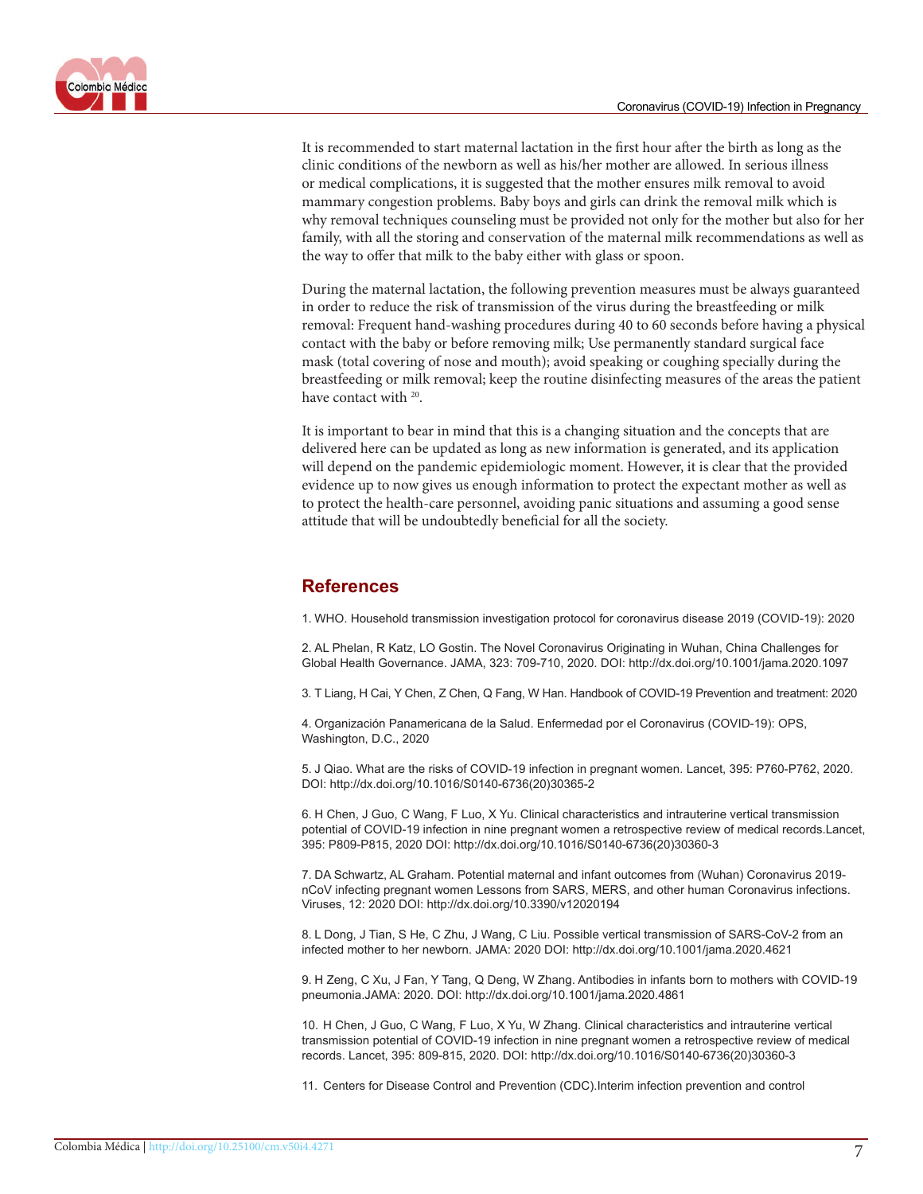It is recommended to start maternal lactation in the first hour after the birth as long as the clinic conditions of the newborn as well as his/her mother are allowed. In serious illness or medical complications, it is suggested that the mother ensures milk removal to avoid mammary congestion problems. Baby boys and girls can drink the removal milk which is why removal techniques counseling must be provided not only for the mother but also for her family, with all the storing and conservation of the maternal milk recommendations as well as the way to offer that milk to the baby either with glass or spoon.

During the maternal lactation, the following prevention measures must be always guaranteed in order to reduce the risk of transmission of the virus during the breastfeeding or milk removal: Frequent hand-washing procedures during 40 to 60 seconds before having a physical contact with the baby or before removing milk; Use permanently standard surgical face mask (total covering of nose and mouth); avoid speaking or coughing specially during the breastfeeding or milk removal; keep the routine disinfecting measures of the areas the patient have contact with [20].

It is important to bear in mind that this is a changing situation and the concepts that are delivered here can be updated as long as new information is generated, and its application will depend on the pandemic epidemiologic moment. However, it is clear that the provided evidence up to now gives us enough information to protect the expectant mother as well as to protect the health-care personnel, avoiding panic situations and assuming a good sense attitude that will be undoubtedly beneficial for all the society.

## References

1. WHO. Household transmission investigation protocol for coronavirus disease 2019 (COVID-19): 2020

2. AL Phelan, R Katz, LO Gostin. The Novel Coronavirus Originating in Wuhan, China Challenges for Global Health Governance. JAMA, 323: 709-710, 2020. DOI: http://dx.doi.org/10.1001/jama.2020.1097

3. T Liang, H Cai, Y Chen, Z Chen, Q Fang, W Han. Handbook of COVID-19 Prevention and treatment: 2020

4. Organización Panamericana de la Salud. Enfermedad por el Coronavirus (COVID-19): OPS, Washington, D.C., 2020

5. J Qiao. What are the risks of COVID-19 infection in pregnant women. Lancet, 395: P760-P762, 2020. DOI: http://dx.doi.org/10.1016/S0140-6736(20)30365-2

6. H Chen, J Guo, C Wang, F Luo, X Yu. Clinical characteristics and intrauterine vertical transmission potential of COVID-19 infection in nine pregnant women a retrospective review of medical records.Lancet, 395: P809-P815, 2020 DOI: http://dx.doi.org/10.1016/S0140-6736(20)30360-3

7. DA Schwartz, AL Graham. Potential maternal and infant outcomes from (Wuhan) Coronavirus 2019-nCoV infecting pregnant women Lessons from SARS, MERS, and other human Coronavirus infections. Viruses, 12: 2020 DOI: http://dx.doi.org/10.3390/v12020194

8. L Dong, J Tian, S He, C Zhu, J Wang, C Liu. Possible vertical transmission of SARS-CoV-2 from an infected mother to her newborn. JAMA: 2020 DOI: http://dx.doi.org/10.1001/jama.2020.4621

9. H Zeng, C Xu, J Fan, Y Tang, Q Deng, W Zhang. Antibodies in infants born to mothers with COVID-19 pneumonia.JAMA: 2020. DOI: http://dx.doi.org/10.1001/jama.2020.4861

10. H Chen, J Guo, C Wang, F Luo, X Yu, W Zhang. Clinical characteristics and intrauterine vertical transmission potential of COVID-19 infection in nine pregnant women a retrospective review of medical records. Lancet, 395: 809-815, 2020. DOI: http://dx.doi.org/10.1016/S0140-6736(20)30360-3

11. Centers for Disease Control and Prevention (CDC).Interim infection prevention and control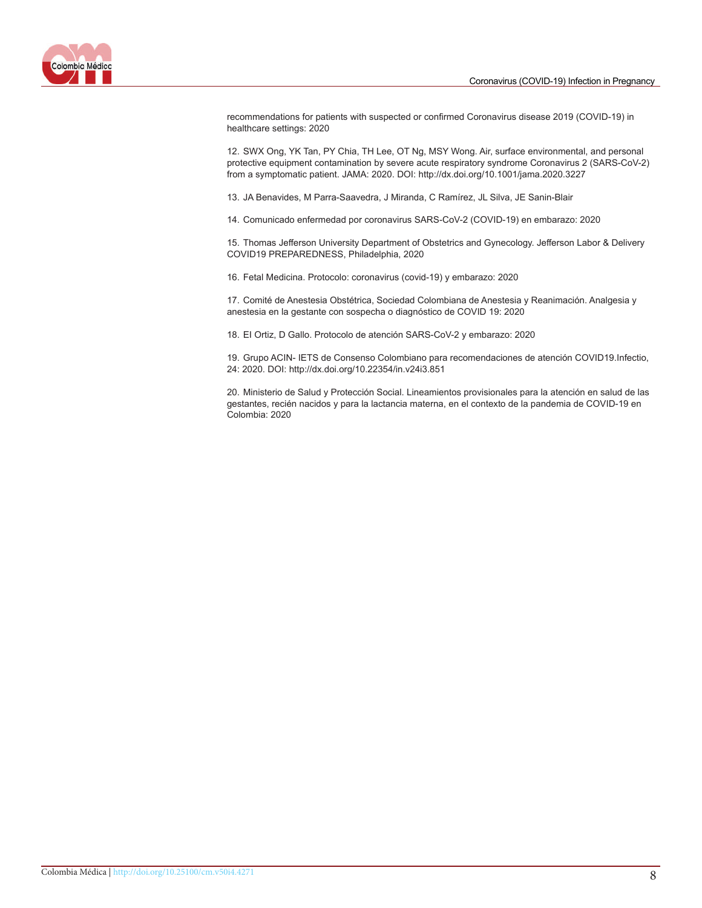recommendations for patients with suspected or confirmed Coronavirus disease 2019 (COVID-19) in healthcare settings: 2020

12. SWX Ong, YK Tan, PY Chia, TH Lee, OT Ng, MSY Wong. Air, surface environmental, and personal protective equipment contamination by severe acute respiratory syndrome Coronavirus 2 (SARS-CoV-2) from a symptomatic patient. JAMA: 2020. DOI: http://dx.doi.org/10.1001/jama.2020.3227

13. JA Benavides, M Parra-Saavedra, J Miranda, C Ramírez, JL Silva, JE Sanin-Blair

14. Comunicado enfermedad por coronavirus SARS-CoV-2 (COVID-19) en embarazo: 2020

15. Thomas Jefferson University Department of Obstetrics and Gynecology. Jefferson Labor & Delivery COVID19 PREPAREDNESS, Philadelphia, 2020

16. Fetal Medicina. Protocolo: coronavirus (covid-19) y embarazo: 2020

17. Comité de Anestesia Obstétrica, Sociedad Colombiana de Anestesia y Reanimación. Analgesia y anestesia en la gestante con sospecha o diagnóstico de COVID 19: 2020

18. El Ortiz, D Gallo. Protocolo de atención SARS-CoV-2 y embarazo: 2020

19. Grupo ACIN- IETS de Consenso Colombiano para recomendaciones de atención COVID19.Infectio, 24: 2020. DOI: http://dx.doi.org/10.22354/in.v24i3.851

20. Ministerio de Salud y Protección Social. Lineamientos provisionales para la atención en salud de las gestantes, recién nacidos y para la lactancia materna, en el contexto de la pandemia de COVID-19 en Colombia: 2020